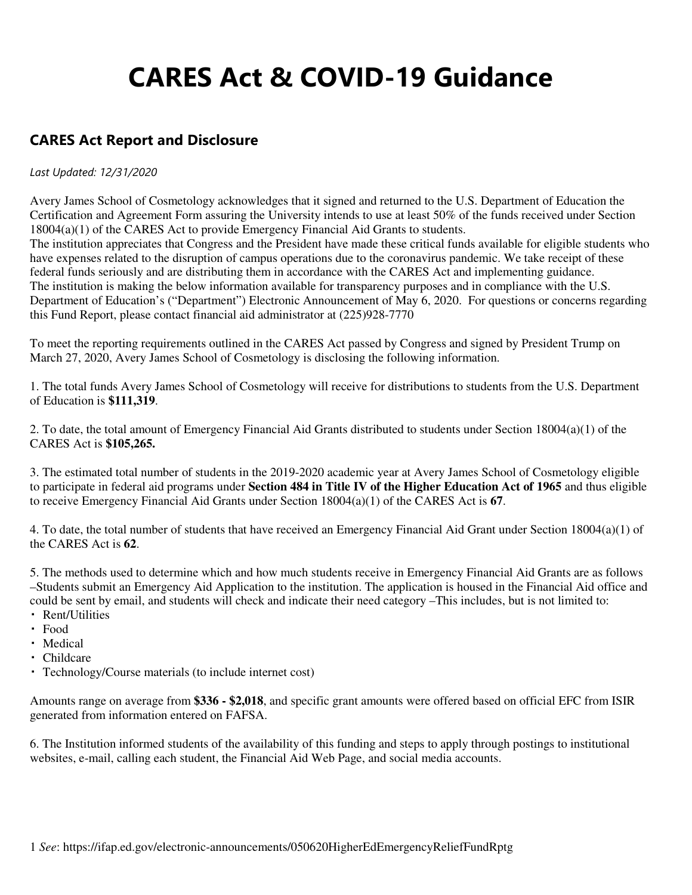# CARES Act & COVID-19 Guidance

## CARES Act Report and Disclosure

*Last Updated: 12/31/2020*

Avery James School of Cosmetology acknowledges that it signed and returned to the U.S. Department of Education the Certification and Agreement Form assuring the University intends to use at least 50% of the funds received under Section 18004(a)(1) of the CARES Act to provide Emergency Financial Aid Grants to students.
The institution appreciates that Congress and the President have made these critical funds available for eligible students who have expenses related to the disruption of campus operations due to the coronavirus pandemic. We take receipt of these federal funds seriously and are distributing them in accordance with the CARES Act and implementing guidance.
The institution is making the below information available for transparency purposes and in compliance with the U.S. Department of Education's ("Department") Electronic Announcement of May 6, 2020. For questions or concerns regarding this Fund Report, please contact financial aid administrator at (225)928-7770

To meet the reporting requirements outlined in the CARES Act passed by Congress and signed by President Trump on March 27, 2020, Avery James School of Cosmetology is disclosing the following information.

1. The total funds Avery James School of Cosmetology will receive for distributions to students from the U.S. Department of Education is **$111,319**.

2. To date, the total amount of Emergency Financial Aid Grants distributed to students under Section 18004(a)(1) of the CARES Act is **$105,265.**

3. The estimated total number of students in the 2019-2020 academic year at Avery James School of Cosmetology eligible to participate in federal aid programs under **Section 484 in Title IV of the Higher Education Act of 1965** and thus eligible to receive Emergency Financial Aid Grants under Section 18004(a)(1) of the CARES Act is **67**.

4. To date, the total number of students that have received an Emergency Financial Aid Grant under Section 18004(a)(1) of the CARES Act is **62**.

5. The methods used to determine which and how much students receive in Emergency Financial Aid Grants are as follows –Students submit an Emergency Aid Application to the institution. The application is housed in the Financial Aid office and could be sent by email, and students will check and indicate their need category –This includes, but is not limited to:

- Rent/Utilities
- Food
- Medical
- Childcare
- Technology/Course materials (to include internet cost)

Amounts range on average from **$336 - $2,018**, and specific grant amounts were offered based on official EFC from ISIR generated from information entered on FAFSA.

6. The Institution informed students of the availability of this funding and steps to apply through postings to institutional websites, e-mail, calling each student, the Financial Aid Web Page, and social media accounts.

1 *See*: https://ifap.ed.gov/electronic-announcements/050620HigherEdEmergencyReliefFundRptg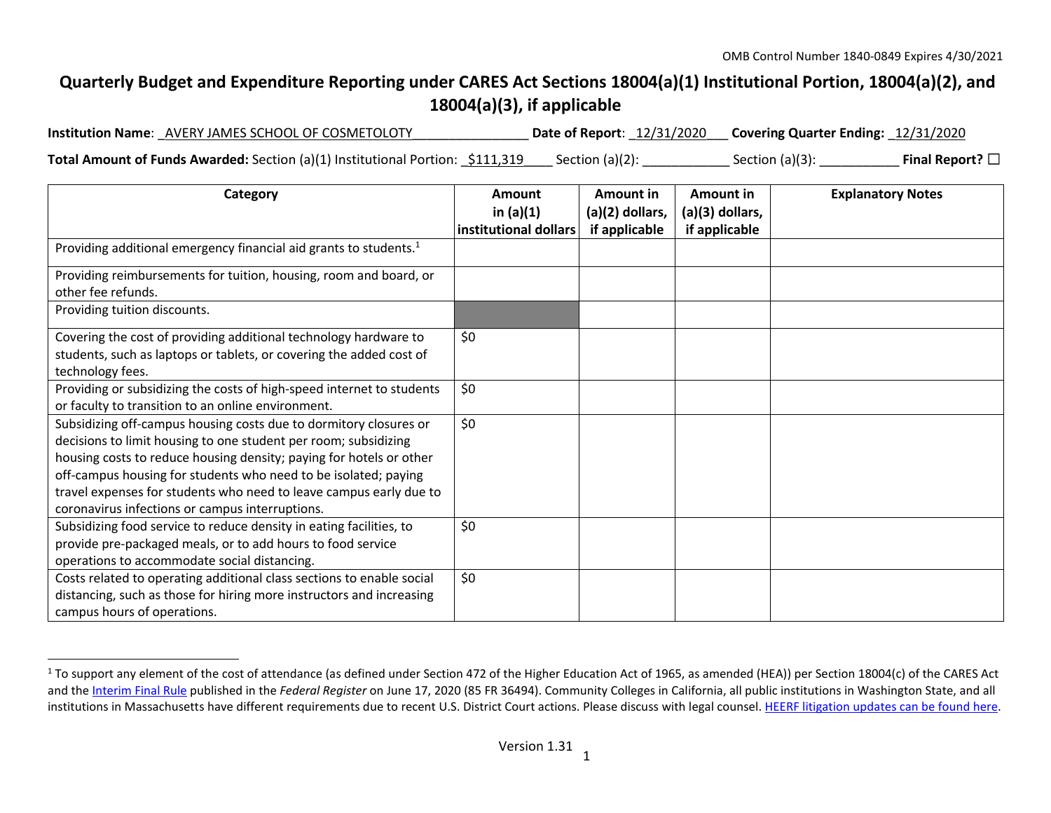OMB Control Number 1840-0849 Expires 4/30/2021

# Quarterly Budget and Expenditure Reporting under CARES Act Sections 18004(a)(1) Institutional Portion, 18004(a)(2), and 18004(a)(3), if applicable

**Institution Name**: _AVERY JAMES SCHOOL OF COSMETOLOTY_______________ **Date of Report**: _12/31/2020___ **Covering Quarter Ending:** _12/31/2020

**Total Amount of Funds Awarded:** Section (a)(1) Institutional Portion: _$111,319____ Section (a)(2): ___________ Section (a)(3): ___________ **Final Report?** ☐

| Category | Amount in (a)(1) institutional dollars | Amount in (a)(2) dollars, if applicable | Amount in (a)(3) dollars, if applicable | Explanatory Notes |
|---|---|---|---|---|
| Providing additional emergency financial aid grants to students.[1] | | | | |
| Providing reimbursements for tuition, housing, room and board, or other fee refunds. | | | | |
| Providing tuition discounts. | | | | |
| Covering the cost of providing additional technology hardware to students, such as laptops or tablets, or covering the added cost of technology fees. | $0 | | | |
| Providing or subsidizing the costs of high-speed internet to students or faculty to transition to an online environment. | $0 | | | |
| Subsidizing off-campus housing costs due to dormitory closures or decisions to limit housing to one student per room; subsidizing housing costs to reduce housing density; paying for hotels or other off-campus housing for students who need to be isolated; paying travel expenses for students who need to leave campus early due to coronavirus infections or campus interruptions. | $0 | | | |
| Subsidizing food service to reduce density in eating facilities, to provide pre-packaged meals, or to add hours to food service operations to accommodate social distancing. | $0 | | | |
| Costs related to operating additional class sections to enable social distancing, such as those for hiring more instructors and increasing campus hours of operations. | $0 | | | |

[1] To support any element of the cost of attendance (as defined under Section 472 of the Higher Education Act of 1965, as amended (HEA)) per Section 18004(c) of the CARES Act and the Interim Final Rule published in the *Federal Register* on June 17, 2020 (85 FR 36494). Community Colleges in California, all public institutions in Washington State, and all institutions in Massachusetts have different requirements due to recent U.S. District Court actions. Please discuss with legal counsel. HEERF litigation updates can be found here.

Version 1.31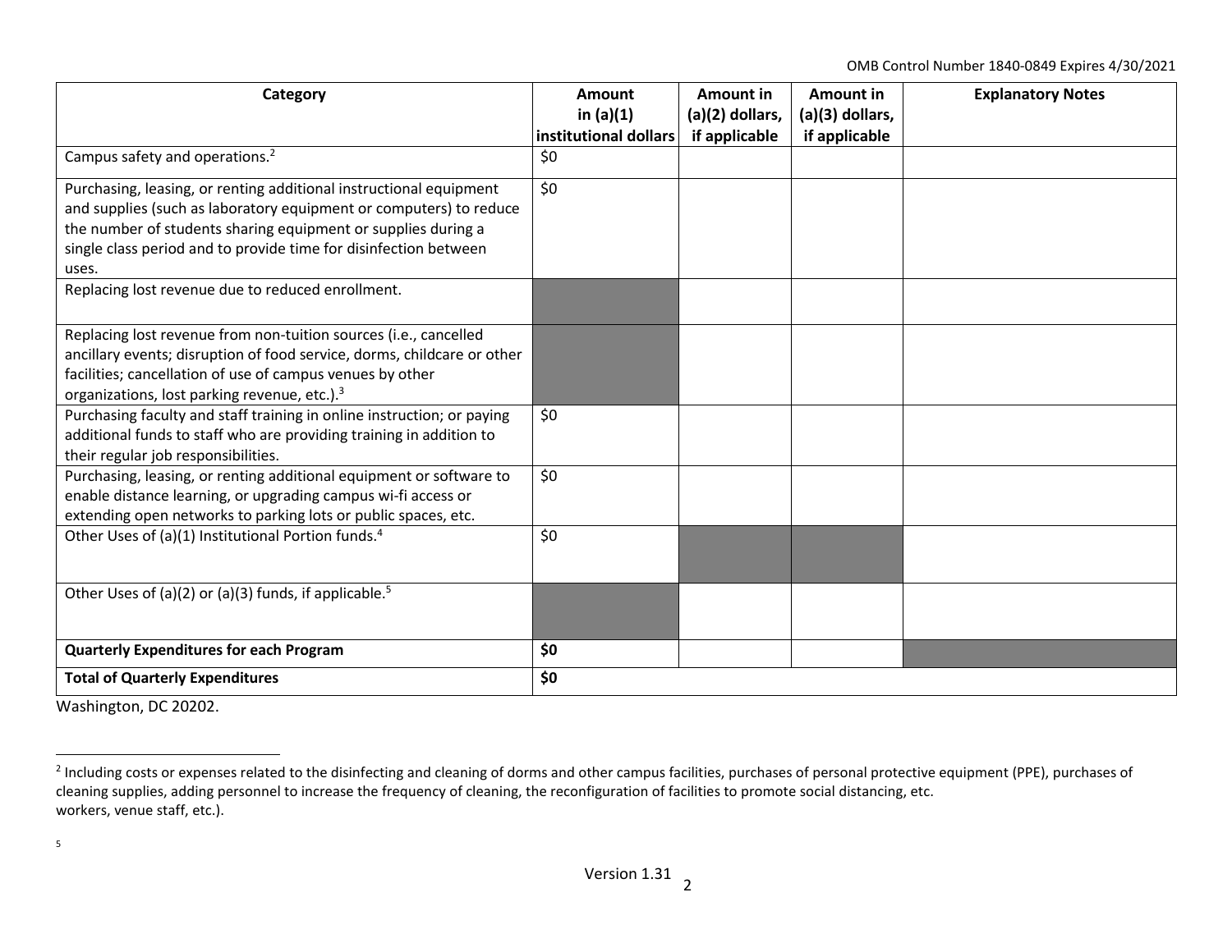| Category | Amount in (a)(1) institutional dollars | Amount in (a)(2) dollars, if applicable | Amount in (a)(3) dollars, if applicable | Explanatory Notes |
|---|---|---|---|---|
| Campus safety and operations.[2] | $0 | | | |
| Purchasing, leasing, or renting additional instructional equipment and supplies (such as laboratory equipment or computers) to reduce the number of students sharing equipment or supplies during a single class period and to provide time for disinfection between uses. | $0 | | | |
| Replacing lost revenue due to reduced enrollment. | | | | |
| Replacing lost revenue from non-tuition sources (i.e., cancelled ancillary events; disruption of food service, dorms, childcare or other facilities; cancellation of use of campus venues by other organizations, lost parking revenue, etc.).[3] | | | | |
| Purchasing faculty and staff training in online instruction; or paying additional funds to staff who are providing training in addition to their regular job responsibilities. | $0 | | | |
| Purchasing, leasing, or renting additional equipment or software to enable distance learning, or upgrading campus wi-fi access or extending open networks to parking lots or public spaces, etc. | $0 | | | |
| Other Uses of (a)(1) Institutional Portion funds.[4] | $0 | | | |
| Other Uses of (a)(2) or (a)(3) funds, if applicable.[5] | | | | |
| **Quarterly Expenditures for each Program** | **$0** | | | |
| **Total of Quarterly Expenditures** | **$0** | | | |

Washington, DC 20202.

[2] Including costs or expenses related to the disinfecting and cleaning of dorms and other campus facilities, purchases of personal protective equipment (PPE), purchases of cleaning supplies, adding personnel to increase the frequency of cleaning, the reconfiguration of facilities to promote social distancing, etc.
workers, venue staff, etc.).

[5]

Version 1.31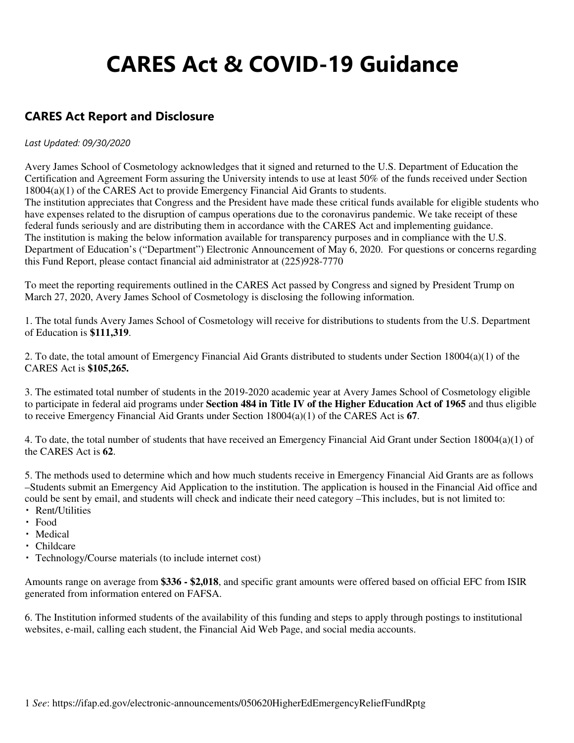# CARES Act & COVID-19 Guidance

## CARES Act Report and Disclosure

*Last Updated: 09/30/2020*

Avery James School of Cosmetology acknowledges that it signed and returned to the U.S. Department of Education the Certification and Agreement Form assuring the University intends to use at least 50% of the funds received under Section 18004(a)(1) of the CARES Act to provide Emergency Financial Aid Grants to students.
The institution appreciates that Congress and the President have made these critical funds available for eligible students who have expenses related to the disruption of campus operations due to the coronavirus pandemic. We take receipt of these federal funds seriously and are distributing them in accordance with the CARES Act and implementing guidance.
The institution is making the below information available for transparency purposes and in compliance with the U.S. Department of Education's ("Department") Electronic Announcement of May 6, 2020. For questions or concerns regarding this Fund Report, please contact financial aid administrator at (225)928-7770

To meet the reporting requirements outlined in the CARES Act passed by Congress and signed by President Trump on March 27, 2020, Avery James School of Cosmetology is disclosing the following information.

1. The total funds Avery James School of Cosmetology will receive for distributions to students from the U.S. Department of Education is **$111,319**.

2. To date, the total amount of Emergency Financial Aid Grants distributed to students under Section 18004(a)(1) of the CARES Act is **$105,265.**

3. The estimated total number of students in the 2019-2020 academic year at Avery James School of Cosmetology eligible to participate in federal aid programs under **Section 484 in Title IV of the Higher Education Act of 1965** and thus eligible to receive Emergency Financial Aid Grants under Section 18004(a)(1) of the CARES Act is **67**.

4. To date, the total number of students that have received an Emergency Financial Aid Grant under Section 18004(a)(1) of the CARES Act is **62**.

5. The methods used to determine which and how much students receive in Emergency Financial Aid Grants are as follows –Students submit an Emergency Aid Application to the institution. The application is housed in the Financial Aid office and could be sent by email, and students will check and indicate their need category –This includes, but is not limited to:

- Rent/Utilities
- Food
- Medical
- Childcare
- Technology/Course materials (to include internet cost)

Amounts range on average from **$336 - $2,018**, and specific grant amounts were offered based on official EFC from ISIR generated from information entered on FAFSA.

6. The Institution informed students of the availability of this funding and steps to apply through postings to institutional websites, e-mail, calling each student, the Financial Aid Web Page, and social media accounts.

1 *See*: https://ifap.ed.gov/electronic-announcements/050620HigherEdEmergencyReliefFundRptg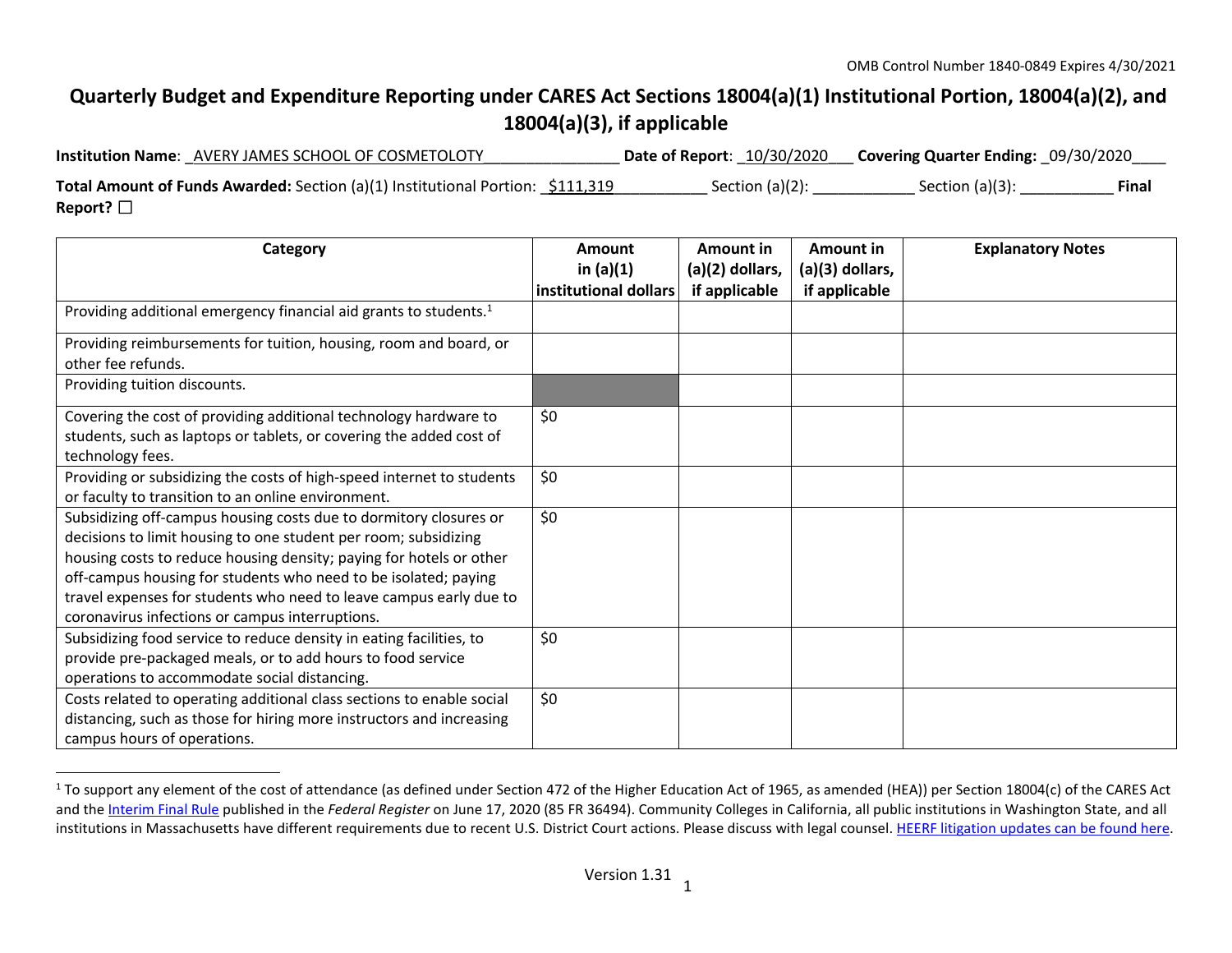OMB Control Number 1840-0849 Expires 4/30/2021

# Quarterly Budget and Expenditure Reporting under CARES Act Sections 18004(a)(1) Institutional Portion, 18004(a)(2), and 18004(a)(3), if applicable

**Institution Name**: _AVERY JAMES SCHOOL OF COSMETOLOTY________________ **Date of Report**: _10/30/2020___ **Covering Quarter Ending:** _09/30/2020____

**Total Amount of Funds Awarded:** Section (a)(1) Institutional Portion: _$111,319___________ Section (a)(2): ____________ Section (a)(3): ___________ **Final Report?** ☐

| Category | Amount in (a)(1) institutional dollars | Amount in (a)(2) dollars, if applicable | Amount in (a)(3) dollars, if applicable | Explanatory Notes |
|---|---|---|---|---|
| Providing additional emergency financial aid grants to students.[1] | | | | |
| Providing reimbursements for tuition, housing, room and board, or other fee refunds. | | | | |
| Providing tuition discounts. | | | | |
| Covering the cost of providing additional technology hardware to students, such as laptops or tablets, or covering the added cost of technology fees. | $0 | | | |
| Providing or subsidizing the costs of high-speed internet to students or faculty to transition to an online environment. | $0 | | | |
| Subsidizing off-campus housing costs due to dormitory closures or decisions to limit housing to one student per room; subsidizing housing costs to reduce housing density; paying for hotels or other off-campus housing for students who need to be isolated; paying travel expenses for students who need to leave campus early due to coronavirus infections or campus interruptions. | $0 | | | |
| Subsidizing food service to reduce density in eating facilities, to provide pre-packaged meals, or to add hours to food service operations to accommodate social distancing. | $0 | | | |
| Costs related to operating additional class sections to enable social distancing, such as those for hiring more instructors and increasing campus hours of operations. | $0 | | | |

[1] To support any element of the cost of attendance (as defined under Section 472 of the Higher Education Act of 1965, as amended (HEA)) per Section 18004(c) of the CARES Act and the Interim Final Rule published in the *Federal Register* on June 17, 2020 (85 FR 36494). Community Colleges in California, all public institutions in Washington State, and all institutions in Massachusetts have different requirements due to recent U.S. District Court actions. Please discuss with legal counsel. HEERF litigation updates can be found here.

Version 1.31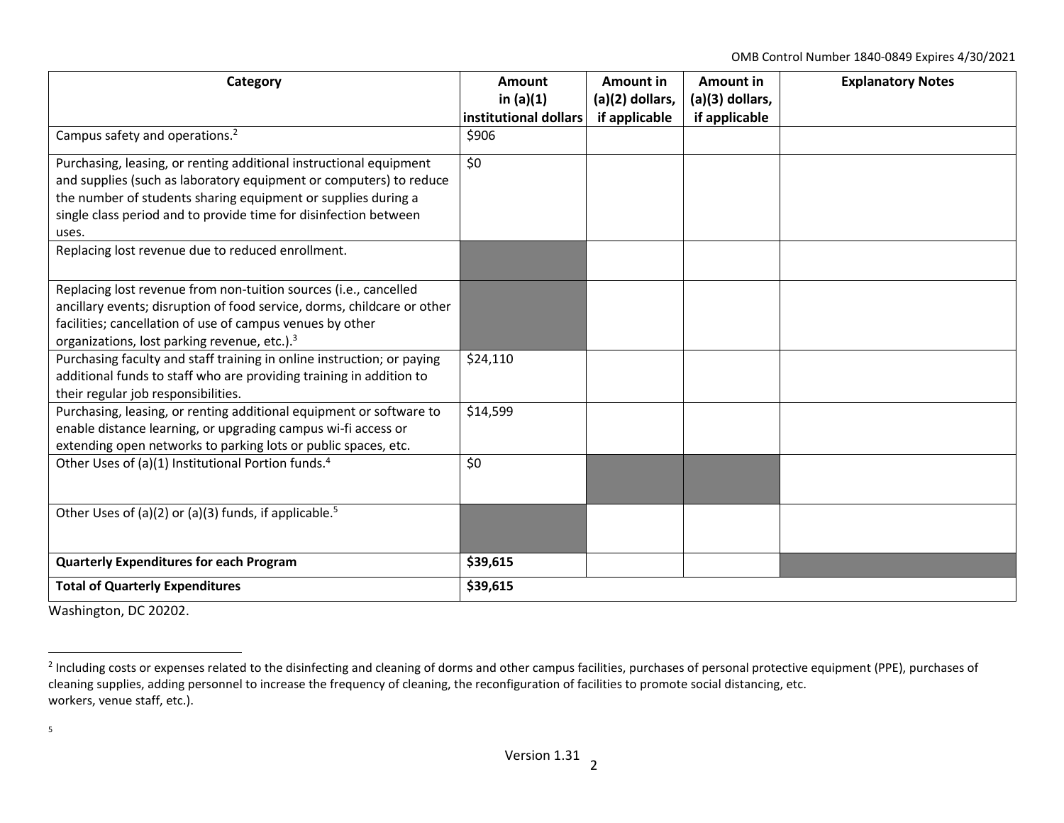| Category | Amount in (a)(1) institutional dollars | Amount in (a)(2) dollars, if applicable | Amount in (a)(3) dollars, if applicable | Explanatory Notes |
|---|---|---|---|---|
| Campus safety and operations.[2] | $906 | | | |
| Purchasing, leasing, or renting additional instructional equipment and supplies (such as laboratory equipment or computers) to reduce the number of students sharing equipment or supplies during a single class period and to provide time for disinfection between uses. | $0 | | | |
| Replacing lost revenue due to reduced enrollment. | | | | |
| Replacing lost revenue from non-tuition sources (i.e., cancelled ancillary events; disruption of food service, dorms, childcare or other facilities; cancellation of use of campus venues by other organizations, lost parking revenue, etc.).[3] | | | | |
| Purchasing faculty and staff training in online instruction; or paying additional funds to staff who are providing training in addition to their regular job responsibilities. | $24,110 | | | |
| Purchasing, leasing, or renting additional equipment or software to enable distance learning, or upgrading campus wi-fi access or extending open networks to parking lots or public spaces, etc. | $14,599 | | | |
| Other Uses of (a)(1) Institutional Portion funds.[4] | $0 | | | |
| Other Uses of (a)(2) or (a)(3) funds, if applicable.[5] | | | | |
| **Quarterly Expenditures for each Program** | **$39,615** | | | |
| **Total of Quarterly Expenditures** | **$39,615** | | | |

Washington, DC 20202.

[2] Including costs or expenses related to the disinfecting and cleaning of dorms and other campus facilities, purchases of personal protective equipment (PPE), purchases of cleaning supplies, adding personnel to increase the frequency of cleaning, the reconfiguration of facilities to promote social distancing, etc.
workers, venue staff, etc.).

[5]